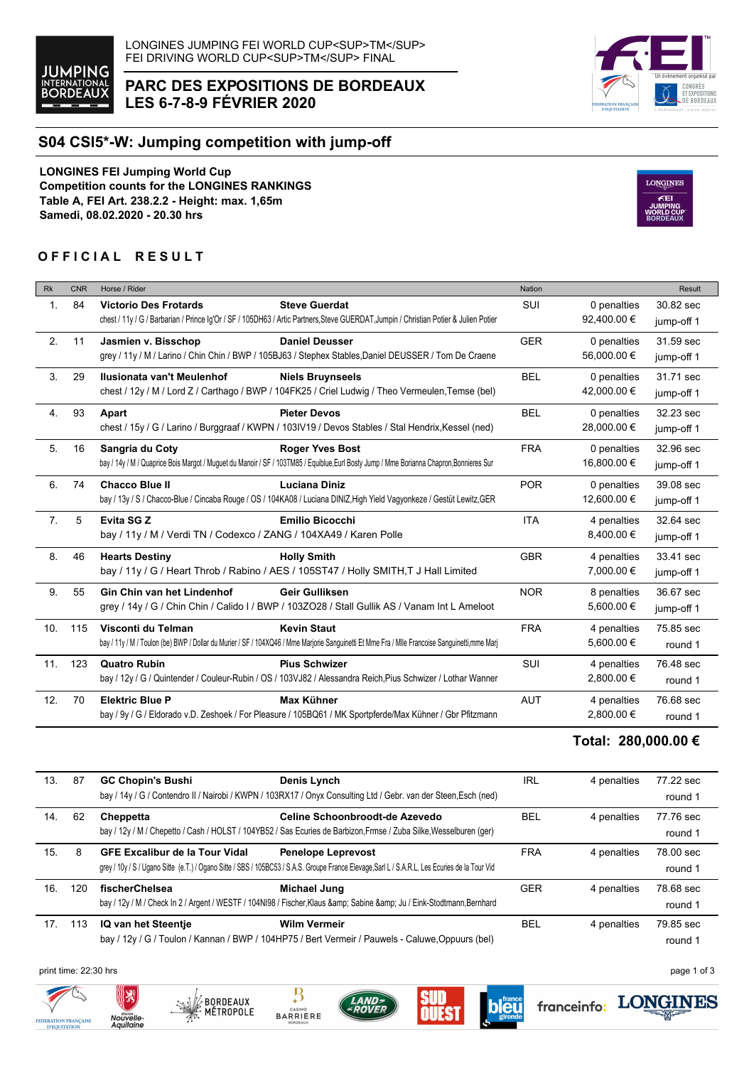LONGINES JUMPING FEI WORLD CUP<SUP>TM</SUP>
FEI DRIVING WORLD CUP<SUP>TM</SUP> FINAL

# PARC DES EXPOSITIONS DE BORDEAUX
# LES 6-7-8-9 FÉVRIER 2020

## S04 CSI5*-W: Jumping competition with jump-off

**LONGINES FEI Jumping World Cup**
**Competition counts for the LONGINES RANKINGS**
**Table A, FEI Art. 238.2.2 - Height: max. 1,65m**
**Samedi, 08.02.2020 - 20.30 hrs**

### OFFICIAL RESULT

| Rk | CNR | Horse / Rider | | Nation | | Result |
|---|---|---|---|---|---|---|
| 1. | 84 | **Victorio Des Frotards** | **Steve Guerdat** | SUI | 0 penalties | 30.82 sec |
| | | chest / 11y / G / Barbarian / Prince Ig'Or / SF / 105DH63 / Artic Partners,Steve GUERDAT,Jumpin / Christian Potier & Julien Potier | | | 92,400.00 € | jump-off 1 |
| 2. | 11 | **Jasmien v. Bisschop** | **Daniel Deusser** | GER | 0 penalties | 31.59 sec |
| | | grey / 11y / M / Larino / Chin Chin / BWP / 105BJ63 / Stephex Stables,Daniel DEUSSER / Tom De Craene | | | 56,000.00 € | jump-off 1 |
| 3. | 29 | **Ilusionata van't Meulenhof** | **Niels Bruynseels** | BEL | 0 penalties | 31.71 sec |
| | | chest / 12y / M / Lord Z / Carthago / BWP / 104FK25 / Criel Ludwig / Theo Vermeulen,Temse (bel) | | | 42,000.00 € | jump-off 1 |
| 4. | 93 | **Apart** | **Pieter Devos** | BEL | 0 penalties | 32.23 sec |
| | | chest / 15y / G / Larino / Burggraaf / KWPN / 103IV19 / Devos Stables / Stal Hendrix,Kessel (ned) | | | 28,000.00 € | jump-off 1 |
| 5. | 16 | **Sangria du Coty** | **Roger Yves Bost** | FRA | 0 penalties | 32.96 sec |
| | | bay / 14y / M / Quaprice Bois Margot / Muguet du Manoir / SF / 103TM85 / Equiblue,Eurl Bosty Jump / Mme Borianna Chapron,Bonnieres Sur | | | 16,800.00 € | jump-off 1 |
| 6. | 74 | **Chacco Blue II** | **Luciana Diniz** | POR | 0 penalties | 39.08 sec |
| | | bay / 13y / S / Chacco-Blue / Cincaba Rouge / OS / 104KA08 / Luciana DINIZ,High Yield Vagyonkeze / Gestüt Lewitz,GER | | | 12,600.00 € | jump-off 1 |
| 7. | 5 | **Evita SG Z** | **Emilio Bicocchi** | ITA | 4 penalties | 32.64 sec |
| | | bay / 11y / M / Verdi TN / Codexco / ZANG / 104XA49 / Karen Polle | | | 8,400.00 € | jump-off 1 |
| 8. | 46 | **Hearts Destiny** | **Holly Smith** | GBR | 4 penalties | 33.41 sec |
| | | bay / 11y / G / Heart Throb / Rabino / AES / 105ST47 / Holly SMITH,T J Hall Limited | | | 7,000.00 € | jump-off 1 |
| 9. | 55 | **Gin Chin van het Lindenhof** | **Geir Gulliksen** | NOR | 8 penalties | 36.67 sec |
| | | grey / 14y / G / Chin Chin / Calido I / BWP / 103ZO28 / Stall Gullik AS / Vanam Int L Ameloot | | | 5,600.00 € | jump-off 1 |
| 10. | 115 | **Visconti du Telman** | **Kevin Staut** | FRA | 4 penalties | 75.85 sec |
| | | bay / 11y / M / Toulon (be) BWP / Dollar du Murier / SF / 104XQ46 / Mme Marjorie Sanguinetti Et Mme Fra / Mlle Francoise Sanguinetti,mme Marj | | | 5,600.00 € | round 1 |
| 11. | 123 | **Quatro Rubin** | **Pius Schwizer** | SUI | 4 penalties | 76.48 sec |
| | | bay / 12y / G / Quintender / Couleur-Rubin / OS / 103VJ82 / Alessandra Reich,Pius Schwizer / Lothar Wanner | | | 2,800.00 € | round 1 |
| 12. | 70 | **Elektric Blue P** | **Max Kühner** | AUT | 4 penalties | 76.68 sec |
| | | bay / 9y / G / Eldorado v.D. Zeshoek / For Pleasure / 105BQ61 / MK Sportpferde/Max Kühner / Gbr Pfitzmann | | | 2,800.00 € | round 1 |

**Total: 280,000.00 €**

| Rk | CNR | Horse / Rider | | Nation | | Result |
|---|---|---|---|---|---|---|
| 13. | 87 | **GC Chopin's Bushi** | **Denis Lynch** | IRL | 4 penalties | 77.22 sec |
| | | bay / 14y / G / Contendro II / Nairobi / KWPN / 103RX17 / Onyx Consulting Ltd / Gebr. van der Steen,Esch (ned) | | | | round 1 |
| 14. | 62 | **Cheppetta** | **Celine Schoonbroodt-de Azevedo** | BEL | 4 penalties | 77.76 sec |
| | | bay / 12y / M / Chepetto / Cash / HOLST / 104YB52 / Sas Ecuries de Barbizon,Frmse / Zuba Silke,Wesselburen (ger) | | | | round 1 |
| 15. | 8 | **GFE Excalibur de la Tour Vidal** | **Penelope Leprevost** | FRA | 4 penalties | 78.00 sec |
| | | grey / 10y / S / Ugano Sitte (e.T.) / Ogano Sitte / SBS / 105BC53 / S.A.S. Groupe France Elevage,Sarl L / S.A.R.L. Les Ecuries de la Tour Vid | | | | round 1 |
| 16. | 120 | **fischerChelsea** | **Michael Jung** | GER | 4 penalties | 78.68 sec |
| | | bay / 12y / M / Check In 2 / Argent / WESTF / 104NI98 / Fischer,Klaus &amp; Sabine &amp; Ju / Eink-Stodtmann,Bernhard | | | | round 1 |
| 17. | 113 | **IQ van het Steentje** | **Wilm Vermeir** | BEL | 4 penalties | 79.85 sec |
| | | bay / 12y / G / Toulon / Kannan / BWP / 104HP75 / Bert Vermeir / Pauwels - Caluwe,Oppuurs (bel) | | | | round 1 |

print time: 22:30 hrs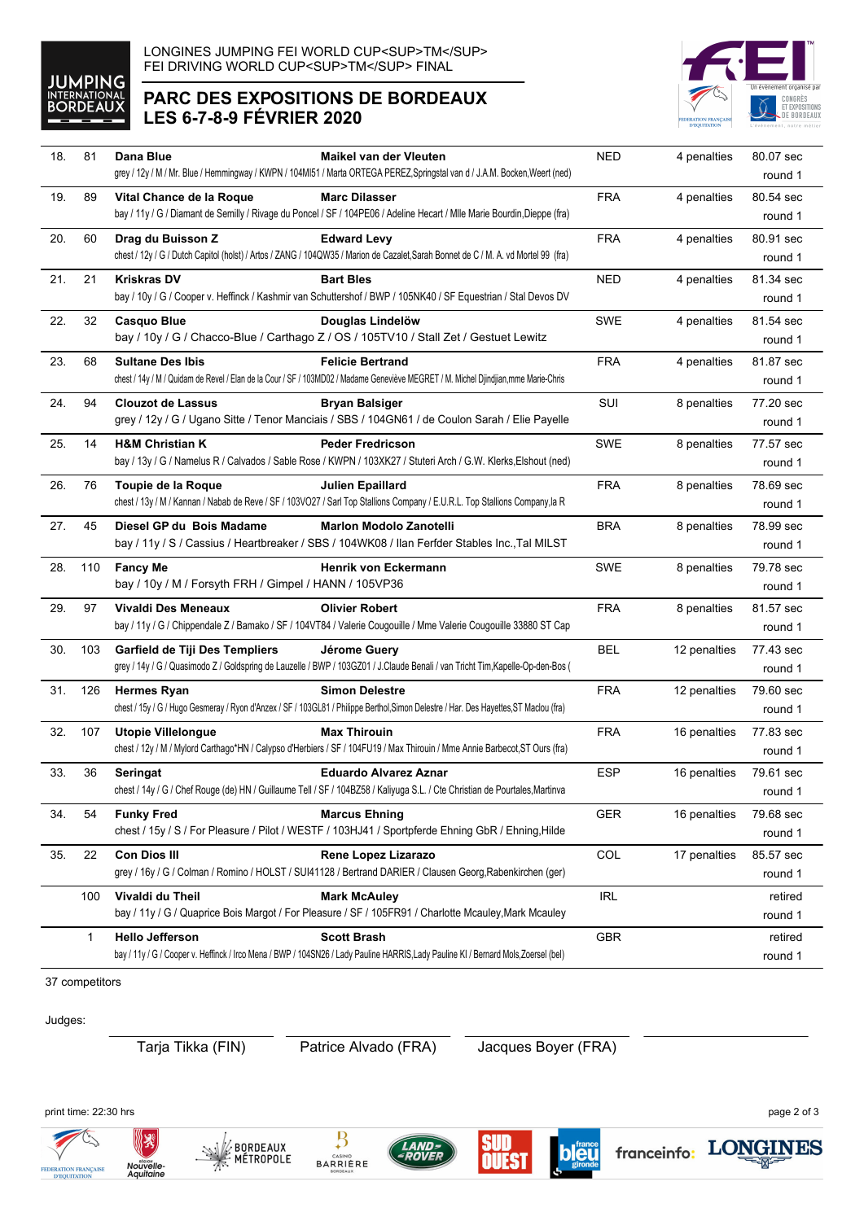LONGINES JUMPING FEI WORLD CUP<SUP>TM</SUP>
FEI DRIVING WORLD CUP<SUP>TM</SUP> FINAL

# PARC DES EXPOSITIONS DE BORDEAUX
# LES 6-7-8-9 FÉVRIER 2020

| | | | | | | |
|---|---|---|---|---|---|---|
| 18. | 81 | **Dana Blue** **Maikel van der Vleuten**<br>grey / 12y / M / Mr. Blue / Hemmingway / KWPN / 104MI51 / Marta ORTEGA PEREZ,Springstal van d / J.A.M. Bocken,Weert (ned) | NED | 4 penalties | 80.07 sec | round 1 |
| 19. | 89 | **Vital Chance de la Roque** **Marc Dilasser**<br>bay / 11y / G / Diamant de Semilly / Rivage du Poncel / SF / 104PE06 / Adeline Hecart / Mlle Marie Bourdin,Dieppe (fra) | FRA | 4 penalties | 80.54 sec | round 1 |
| 20. | 60 | **Drag du Buisson Z** **Edward Levy**<br>chest / 12y / G / Dutch Capitol (holst) / Artos / ZANG / 104QW35 / Marion de Cazalet,Sarah Bonnet de C / M. A. vd Mortel 99 (fra) | FRA | 4 penalties | 80.91 sec | round 1 |
| 21. | 21 | **Kriskras DV** **Bart Bles**<br>bay / 10y / G / Cooper v. Heffinck / Kashmir van Schuttershof / BWP / 105NK40 / SF Equestrian / Stal Devos DV | NED | 4 penalties | 81.34 sec | round 1 |
| 22. | 32 | **Casquo Blue** **Douglas Lindelöw**<br>bay / 10y / G / Chacco-Blue / Carthago Z / OS / 105TV10 / Stall Zet / Gestuet Lewitz | SWE | 4 penalties | 81.54 sec | round 1 |
| 23. | 68 | **Sultane Des Ibis** **Felicie Bertrand**<br>chest / 14y / M / Quidam de Revel / Elan de la Cour / SF / 103MD02 / Madame Geneviève MEGRET / M. Michel Djindjian,mme Marie-Chris | FRA | 4 penalties | 81.87 sec | round 1 |
| 24. | 94 | **Clouzot de Lassus** **Bryan Balsiger**<br>grey / 12y / G / Ugano Sitte / Tenor Manciais / SBS / 104GN61 / de Coulon Sarah / Elie Payelle | SUI | 8 penalties | 77.20 sec | round 1 |
| 25. | 14 | **H&M Christian K** **Peder Fredricson**<br>bay / 13y / G / Namelus R / Calvados / Sable Rose / KWPN / 103XK27 / Stuteri Arch / G.W. Klerks,Elshout (ned) | SWE | 8 penalties | 77.57 sec | round 1 |
| 26. | 76 | **Toupie de la Roque** **Julien Epaillard**<br>chest / 13y / M / Kannan / Nabab de Reve / SF / 103VO27 / Sarl Top Stallions Company / E.U.R.L. Top Stallions Company,la R | FRA | 8 penalties | 78.69 sec | round 1 |
| 27. | 45 | **Diesel GP du Bois Madame** **Marlon Modolo Zanotelli**<br>bay / 11y / S / Cassius / Heartbreaker / SBS / 104WK08 / Ilan Ferfder Stables Inc.,Tal MILST | BRA | 8 penalties | 78.99 sec | round 1 |
| 28. | 110 | **Fancy Me** **Henrik von Eckermann**<br>bay / 10y / M / Forsyth FRH / Gimpel / HANN / 105VP36 | SWE | 8 penalties | 79.78 sec | round 1 |
| 29. | 97 | **Vivaldi Des Meneaux** **Olivier Robert**<br>bay / 11y / G / Chippendale Z / Bamako / SF / 104VT84 / Valerie Cougouille / Mme Valerie Cougouille 33880 ST Cap | FRA | 8 penalties | 81.57 sec | round 1 |
| 30. | 103 | **Garfield de Tiji Des Templiers** **Jérome Guery**<br>grey / 14y / G / Quasimodo Z / Goldspring de Lauzelle / BWP / 103GZ01 / J.Claude Benali / van Tricht Tim,Kapelle-Op-den-Bos ( | BEL | 12 penalties | 77.43 sec | round 1 |
| 31. | 126 | **Hermes Ryan** **Simon Delestre**<br>chest / 15y / G / Hugo Gesmeray / Ryon d'Anzex / SF / 103GL81 / Philippe Berthol,Simon Delestre / Har. Des Hayettes,ST Maclou (fra) | FRA | 12 penalties | 79.60 sec | round 1 |
| 32. | 107 | **Utopie Villelongue** **Max Thirouin**<br>chest / 12y / M / Mylord Carthago*HN / Calypso d'Herbiers / SF / 104FU19 / Max Thirouin / Mme Annie Barbecot,ST Ours (fra) | FRA | 16 penalties | 77.83 sec | round 1 |
| 33. | 36 | **Seringat** **Eduardo Alvarez Aznar**<br>chest / 14y / G / Chef Rouge (de) HN / Guillaume Tell / SF / 104BZ58 / Kaliyuga S.L. / Cte Christian de Pourtales,Martinva | ESP | 16 penalties | 79.61 sec | round 1 |
| 34. | 54 | **Funky Fred** **Marcus Ehning**<br>chest / 15y / S / For Pleasure / Pilot / WESTF / 103HJ41 / Sportpferde Ehning GbR / Ehning,Hilde | GER | 16 penalties | 79.68 sec | round 1 |
| 35. | 22 | **Con Dios III** **Rene Lopez Lizarazo**<br>grey / 16y / G / Colman / Romino / HOLST / SUI41128 / Bertrand DARIER / Clausen Georg,Rabenkirchen (ger) | COL | 17 penalties | 85.57 sec | round 1 |
| | 100 | **Vivaldi du Theil** **Mark McAuley**<br>bay / 11y / G / Quaprice Bois Margot / For Pleasure / SF / 105FR91 / Charlotte Mcauley,Mark Mcauley | IRL | | retired | round 1 |
| | 1 | **Hello Jefferson** **Scott Brash**<br>bay / 11y / G / Cooper v. Heffinck / Irco Mena / BWP / 104SN26 / Lady Pauline HARRIS,Lady Pauline Kl / Bernard Mols,Zoersel (bel) | GBR | | retired | round 1 |

37 competitors

Judges:

Tarja Tikka (FIN) Patrice Alvado (FRA) Jacques Boyer (FRA)

print time: 22:30 hrs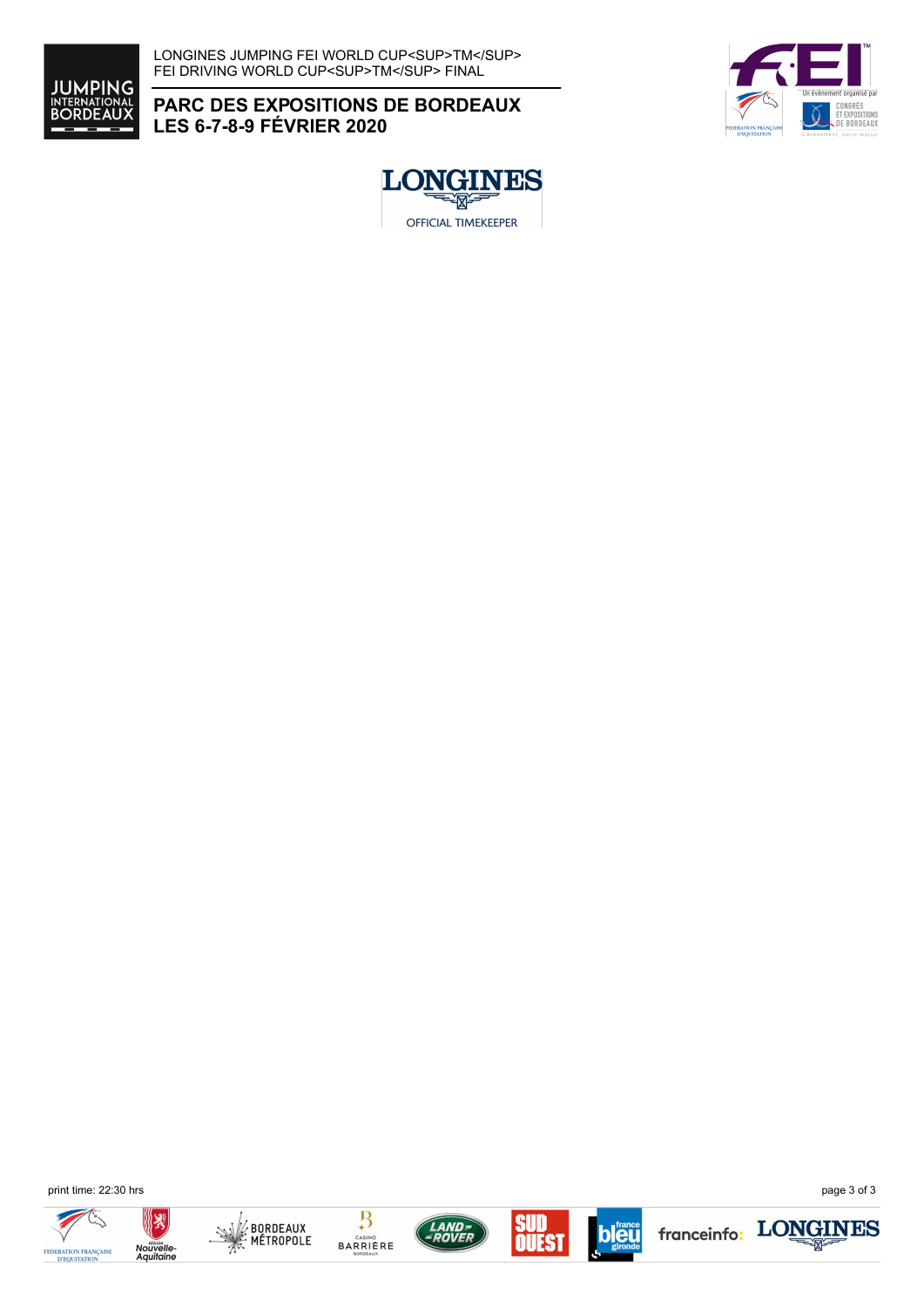LONGINES JUMPING FEI WORLD CUP<SUP>TM</SUP>
FEI DRIVING WORLD CUP<SUP>TM</SUP> FINAL

**PARC DES EXPOSITIONS DE BORDEAUX**
**LES 6-7-8-9 FÉVRIER 2020**

print time: 22:30 hrs